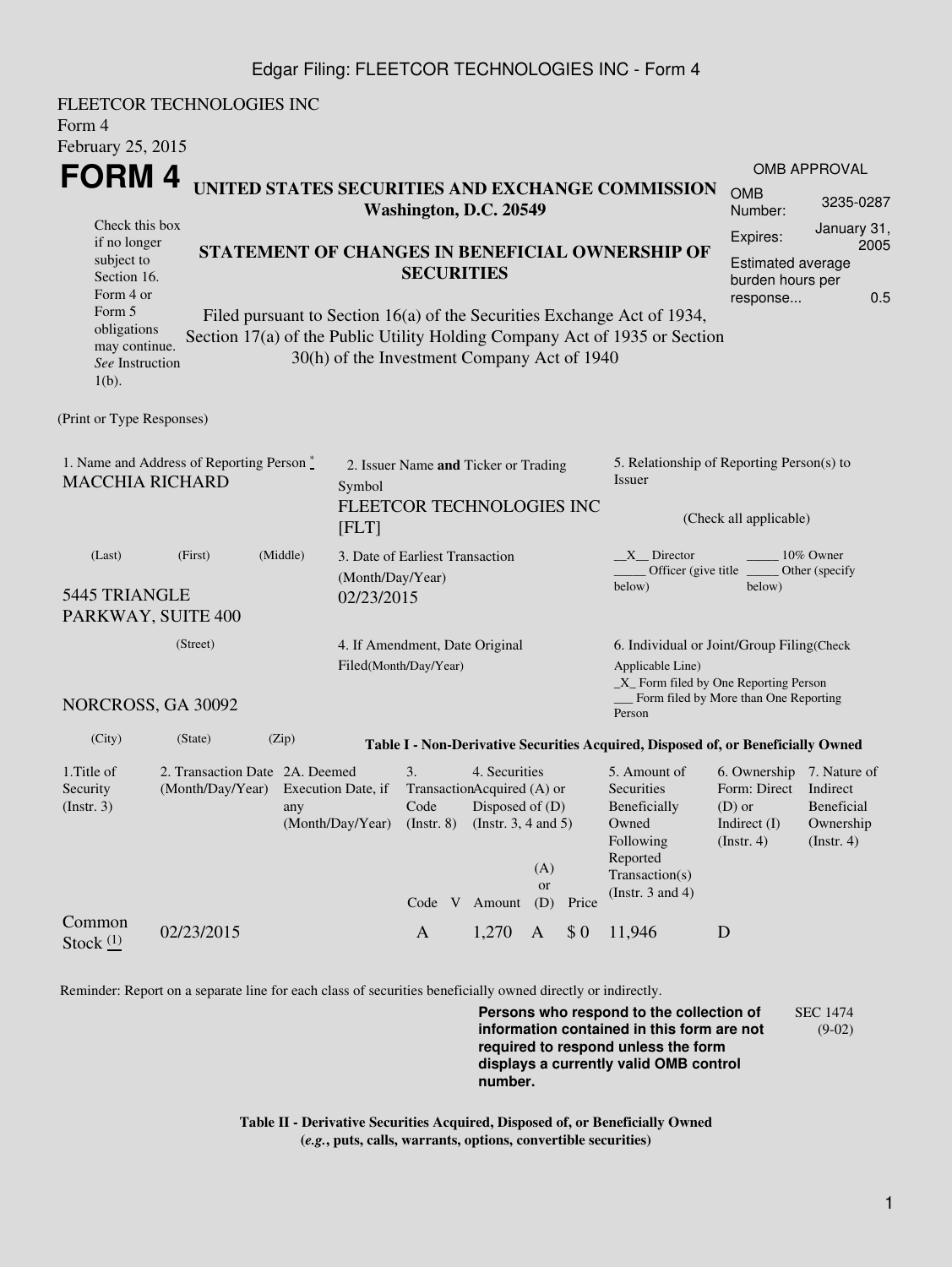Edgar Filing: FLEETCOR TECHNOLOGIES INC - Form 4

FLEETCOR TECHNOLOGIES INC
Form 4
February 25, 2015

# FORM 4

**UNITED STATES SECURITIES AND EXCHANGE COMMISSION**
**Washington, D.C. 20549**

Check this box if no longer subject to Section 16. Form 4 or Form 5 obligations may continue. *See* Instruction 1(b).

**STATEMENT OF CHANGES IN BENEFICIAL OWNERSHIP OF SECURITIES**

Filed pursuant to Section 16(a) of the Securities Exchange Act of 1934, Section 17(a) of the Public Utility Holding Company Act of 1935 or Section 30(h) of the Investment Company Act of 1940

| OMB APPROVAL | |
|---|---|
| OMB Number: | 3235-0287 |
| Expires: | January 31, 2005 |
| Estimated average burden hours per response... | 0.5 |

(Print or Type Responses)

1. Name and Address of Reporting Person *
MACCHIA RICHARD

(Last) (First) (Middle)

5445 TRIANGLE PARKWAY, SUITE 400

(Street)

NORCROSS, GA 30092

(City) (State) (Zip)

2. Issuer Name **and** Ticker or Trading Symbol
FLEETCOR TECHNOLOGIES INC [FLT]

3. Date of Earliest Transaction (Month/Day/Year)
02/23/2015

4. If Amendment, Date Original Filed(Month/Day/Year)

5. Relationship of Reporting Person(s) to Issuer

(Check all applicable)

\_\_X\_\_ Director \_\_\_\_\_ 10% Owner
\_\_\_\_\_ Officer (give title below) \_\_\_\_\_ Other (specify below)

6. Individual or Joint/Group Filing(Check Applicable Line)
\_X\_ Form filed by One Reporting Person
\_\_\_ Form filed by More than One Reporting Person

**Table I - Non-Derivative Securities Acquired, Disposed of, or Beneficially Owned**

| 1.Title of Security (Instr. 3) | 2. Transaction Date (Month/Day/Year) | 2A. Deemed Execution Date, if any (Month/Day/Year) | 3. Transaction Code (Instr. 8) | | 4. Securities Acquired (A) or Disposed of (D) (Instr. 3, 4 and 5) | | | 5. Amount of Securities Beneficially Owned Following Reported Transaction(s) (Instr. 3 and 4) | 6. Ownership Form: Direct (D) or Indirect (I) (Instr. 4) | 7. Nature of Indirect Beneficial Ownership (Instr. 4) |
|---|---|---|---|---|---|---|---|---|---|---|
| | | | Code | V | Amount | (A) or (D) | Price | | | |
| Common Stock (1) | 02/23/2015 | | A | | 1,270 | A | $ 0 | 11,946 | D | |

Reminder: Report on a separate line for each class of securities beneficially owned directly or indirectly.

**Persons who respond to the collection of information contained in this form are not required to respond unless the form displays a currently valid OMB control number.**

SEC 1474 (9-02)

**Table II - Derivative Securities Acquired, Disposed of, or Beneficially Owned**
**(*e.g.*, puts, calls, warrants, options, convertible securities)**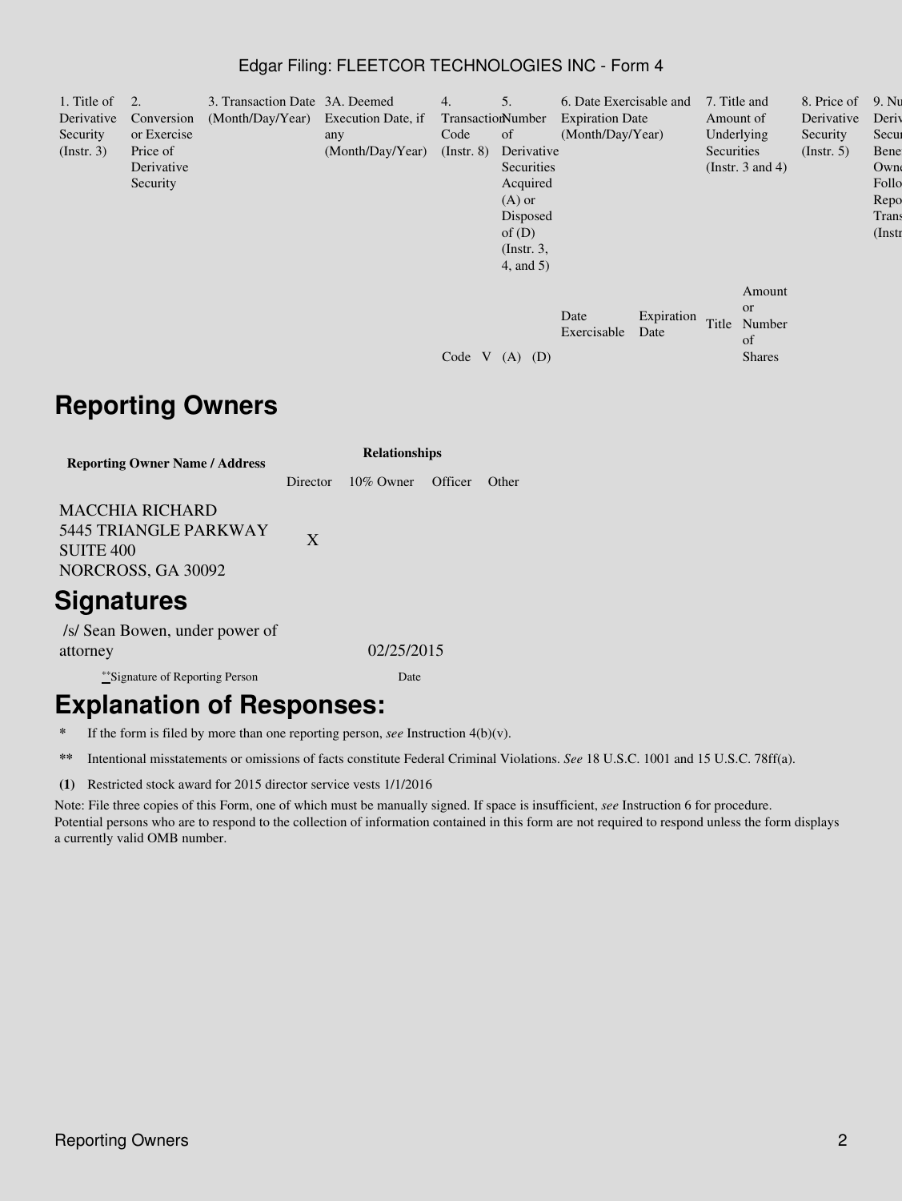| 1. Title of Derivative Security (Instr. 3) | 2. Conversion or Exercise Price of Derivative Security | 3. Transaction Date (Month/Day/Year) | 3A. Deemed Execution Date, if any (Month/Day/Year) | 4. Transaction Code (Instr. 8) | | 5. Number of Derivative Securities Acquired (A) or Disposed of (D) (Instr. 3, 4, and 5) | | 6. Date Exercisable and Expiration Date (Month/Day/Year) | | 7. Title and Amount of Underlying Securities (Instr. 3 and 4) | | 8. Price of Derivative Security (Instr. 5) | 9. Number of Derivative Securities Beneficially Owned Following Reported Transaction(s) (Instr. 4) |
|---|---|---|---|---|---|---|---|---|---|---|---|---|---|
| | | | | Code | V | (A) | (D) | Date Exercisable | Expiration Date | Title | Amount or Number of Shares | | |

# Reporting Owners

| Reporting Owner Name / Address | Relationships | | | |
|---|---|---|---|---|
| | Director | 10% Owner | Officer | Other |
| MACCHIA RICHARD<br>5445 TRIANGLE PARKWAY<br>SUITE 400<br>NORCROSS, GA 30092 | X | | | |

# Signatures

| /s/ Sean Bowen, under power of attorney | 02/25/2015 |
|---|---|
| **Signature of Reporting Person | Date |

# Explanation of Responses:

\* If the form is filed by more than one reporting person, *see* Instruction 4(b)(v).

\*\* Intentional misstatements or omissions of facts constitute Federal Criminal Violations. *See* 18 U.S.C. 1001 and 15 U.S.C. 78ff(a).

**(1)** Restricted stock award for 2015 director service vests 1/1/2016

Note: File three copies of this Form, one of which must be manually signed. If space is insufficient, *see* Instruction 6 for procedure.
Potential persons who are to respond to the collection of information contained in this form are not required to respond unless the form displays a currently valid OMB number.